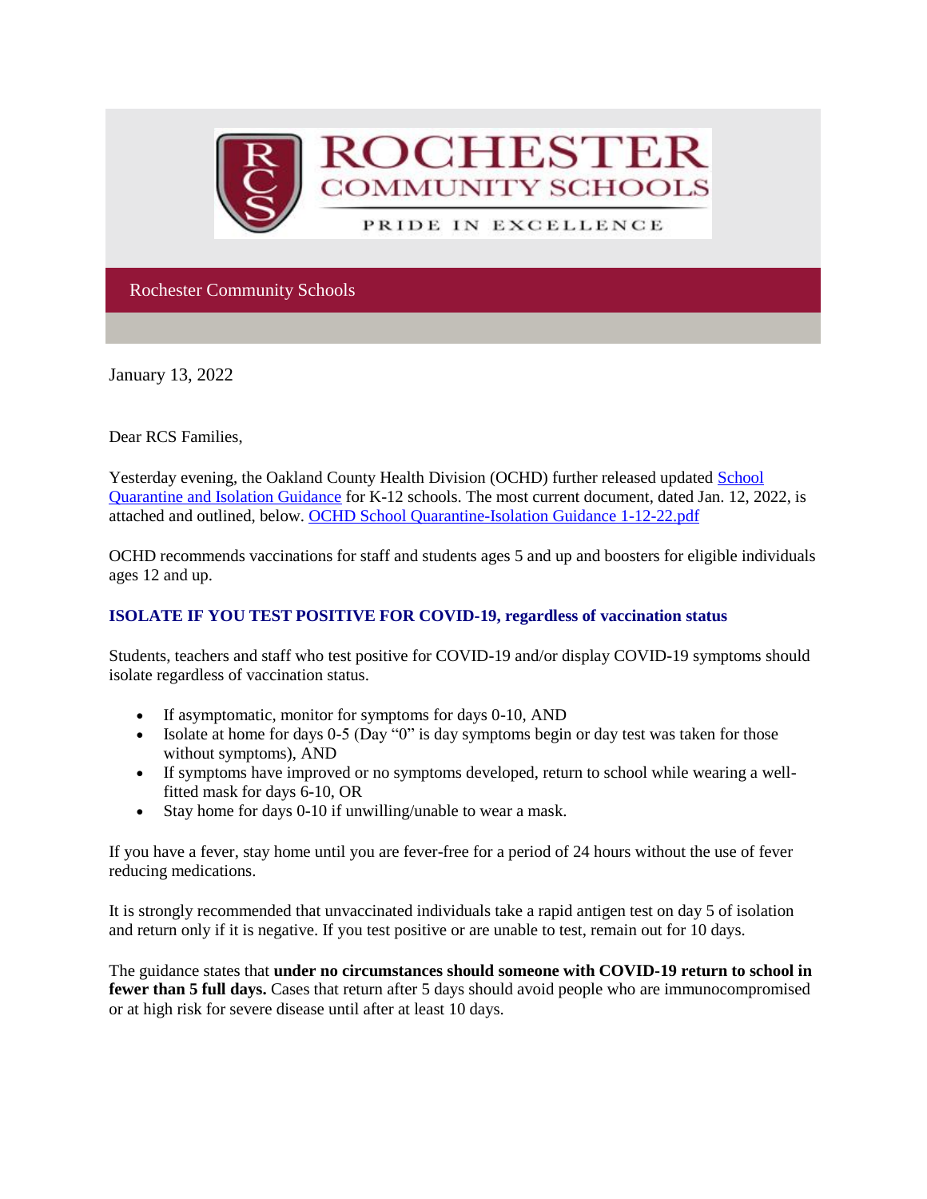# ROCHESTER COMMUNITY SCHOOLS

PRIDE IN EXCELLENCE

Rochester Community Schools

January 13, 2022

Dear RCS Families,

Yesterday evening, the Oakland County Health Division (OCHD) further released updated [School Quarantine and Isolation Guidance]() for K-12 schools. The most current document, dated Jan. 12, 2022, is attached and outlined, below. [OCHD School Quarantine-Isolation Guidance 1-12-22.pdf]()

OCHD recommends vaccinations for staff and students ages 5 and up and boosters for eligible individuals ages 12 and up.

### ISOLATE IF YOU TEST POSITIVE FOR COVID-19, regardless of vaccination status

Students, teachers and staff who test positive for COVID-19 and/or display COVID-19 symptoms should isolate regardless of vaccination status.

- If asymptomatic, monitor for symptoms for days 0-10, AND
- Isolate at home for days 0-5 (Day "0" is day symptoms begin or day test was taken for those without symptoms), AND
- If symptoms have improved or no symptoms developed, return to school while wearing a well-fitted mask for days 6-10, OR
- Stay home for days 0-10 if unwilling/unable to wear a mask.

If you have a fever, stay home until you are fever-free for a period of 24 hours without the use of fever reducing medications.

It is strongly recommended that unvaccinated individuals take a rapid antigen test on day 5 of isolation and return only if it is negative. If you test positive or are unable to test, remain out for 10 days.

The guidance states that **under no circumstances should someone with COVID-19 return to school in fewer than 5 full days.** Cases that return after 5 days should avoid people who are immunocompromised or at high risk for severe disease until after at least 10 days.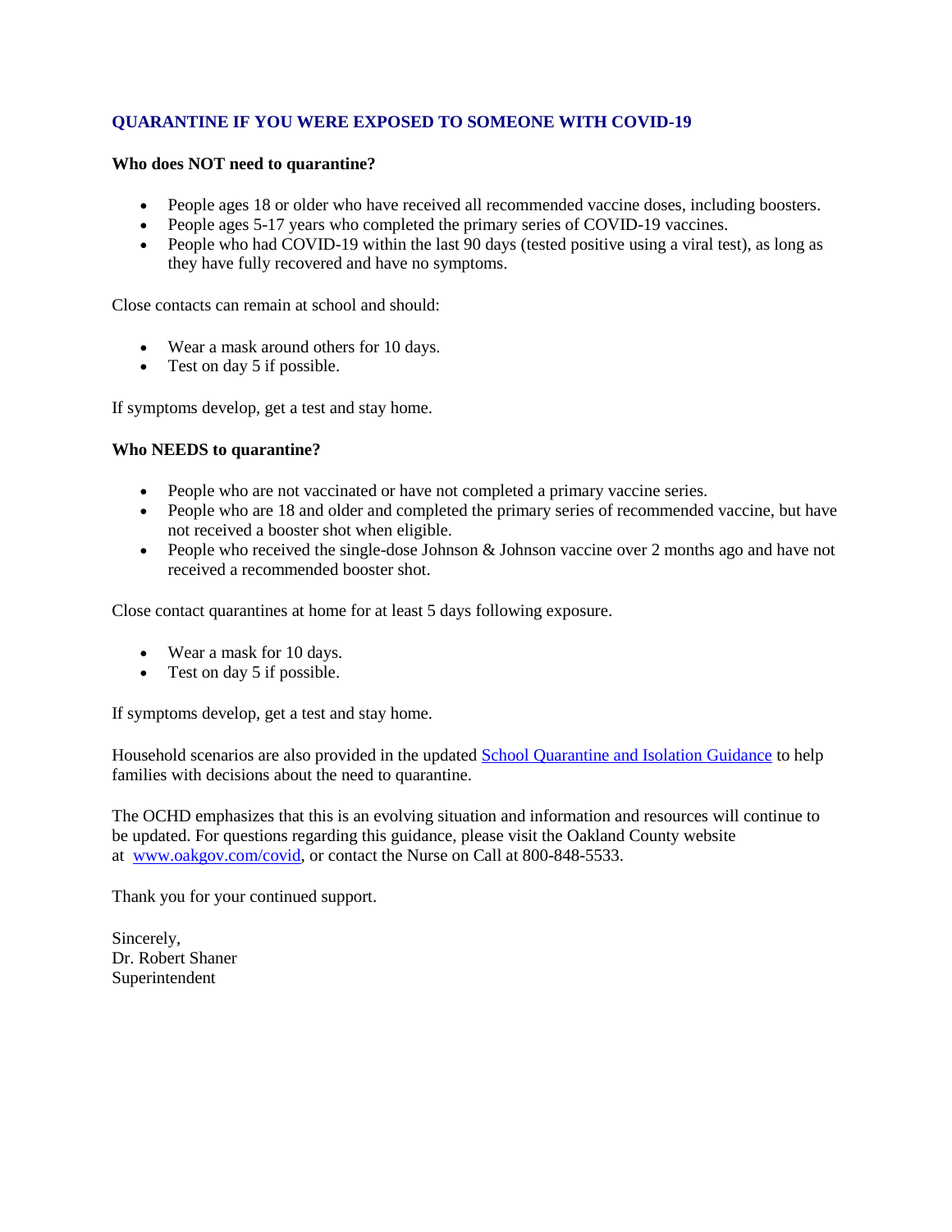## QUARANTINE IF YOU WERE EXPOSED TO SOMEONE WITH COVID-19

**Who does NOT need to quarantine?**

- People ages 18 or older who have received all recommended vaccine doses, including boosters.
- People ages 5-17 years who completed the primary series of COVID-19 vaccines.
- People who had COVID-19 within the last 90 days (tested positive using a viral test), as long as they have fully recovered and have no symptoms.

Close contacts can remain at school and should:

- Wear a mask around others for 10 days.
- Test on day 5 if possible.

If symptoms develop, get a test and stay home.

**Who NEEDS to quarantine?**

- People who are not vaccinated or have not completed a primary vaccine series.
- People who are 18 and older and completed the primary series of recommended vaccine, but have not received a booster shot when eligible.
- People who received the single-dose Johnson & Johnson vaccine over 2 months ago and have not received a recommended booster shot.

Close contact quarantines at home for at least 5 days following exposure.

- Wear a mask for 10 days.
- Test on day 5 if possible.

If symptoms develop, get a test and stay home.

Household scenarios are also provided in the updated [School Quarantine and Isolation Guidance] to help families with decisions about the need to quarantine.

The OCHD emphasizes that this is an evolving situation and information and resources will continue to be updated. For questions regarding this guidance, please visit the Oakland County website at www.oakgov.com/covid, or contact the Nurse on Call at 800-848-5533.

Thank you for your continued support.

Sincerely,
Dr. Robert Shaner
Superintendent